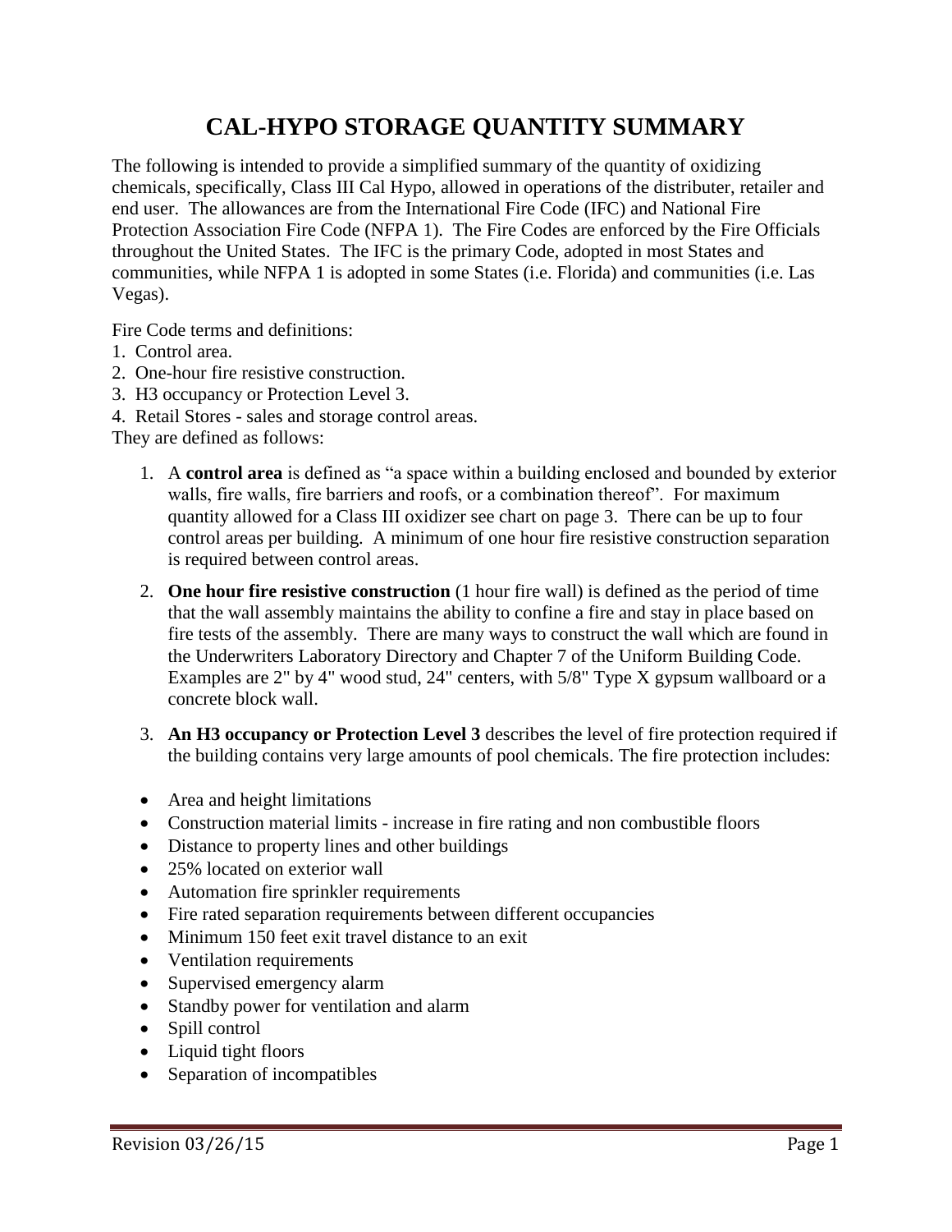# CAL-HYPO STORAGE QUANTITY SUMMARY

The following is intended to provide a simplified summary of the quantity of oxidizing chemicals, specifically, Class III Cal Hypo, allowed in operations of the distributer, retailer and end user. The allowances are from the International Fire Code (IFC) and National Fire Protection Association Fire Code (NFPA 1). The Fire Codes are enforced by the Fire Officials throughout the United States. The IFC is the primary Code, adopted in most States and communities, while NFPA 1 is adopted in some States (i.e. Florida) and communities (i.e. Las Vegas).

Fire Code terms and definitions:

1. Control area.
2. One-hour fire resistive construction.
3. H3 occupancy or Protection Level 3.
4. Retail Stores - sales and storage control areas.

They are defined as follows:

1. A **control area** is defined as "a space within a building enclosed and bounded by exterior walls, fire walls, fire barriers and roofs, or a combination thereof". For maximum quantity allowed for a Class III oxidizer see chart on page 3. There can be up to four control areas per building. A minimum of one hour fire resistive construction separation is required between control areas.

2. **One hour fire resistive construction** (1 hour fire wall) is defined as the period of time that the wall assembly maintains the ability to confine a fire and stay in place based on fire tests of the assembly. There are many ways to construct the wall which are found in the Underwriters Laboratory Directory and Chapter 7 of the Uniform Building Code. Examples are 2" by 4" wood stud, 24" centers, with 5/8" Type X gypsum wallboard or a concrete block wall.

3. **An H3 occupancy or Protection Level 3** describes the level of fire protection required if the building contains very large amounts of pool chemicals. The fire protection includes:

- Area and height limitations
- Construction material limits - increase in fire rating and non combustible floors
- Distance to property lines and other buildings
- 25% located on exterior wall
- Automation fire sprinkler requirements
- Fire rated separation requirements between different occupancies
- Minimum 150 feet exit travel distance to an exit
- Ventilation requirements
- Supervised emergency alarm
- Standby power for ventilation and alarm
- Spill control
- Liquid tight floors
- Separation of incompatibles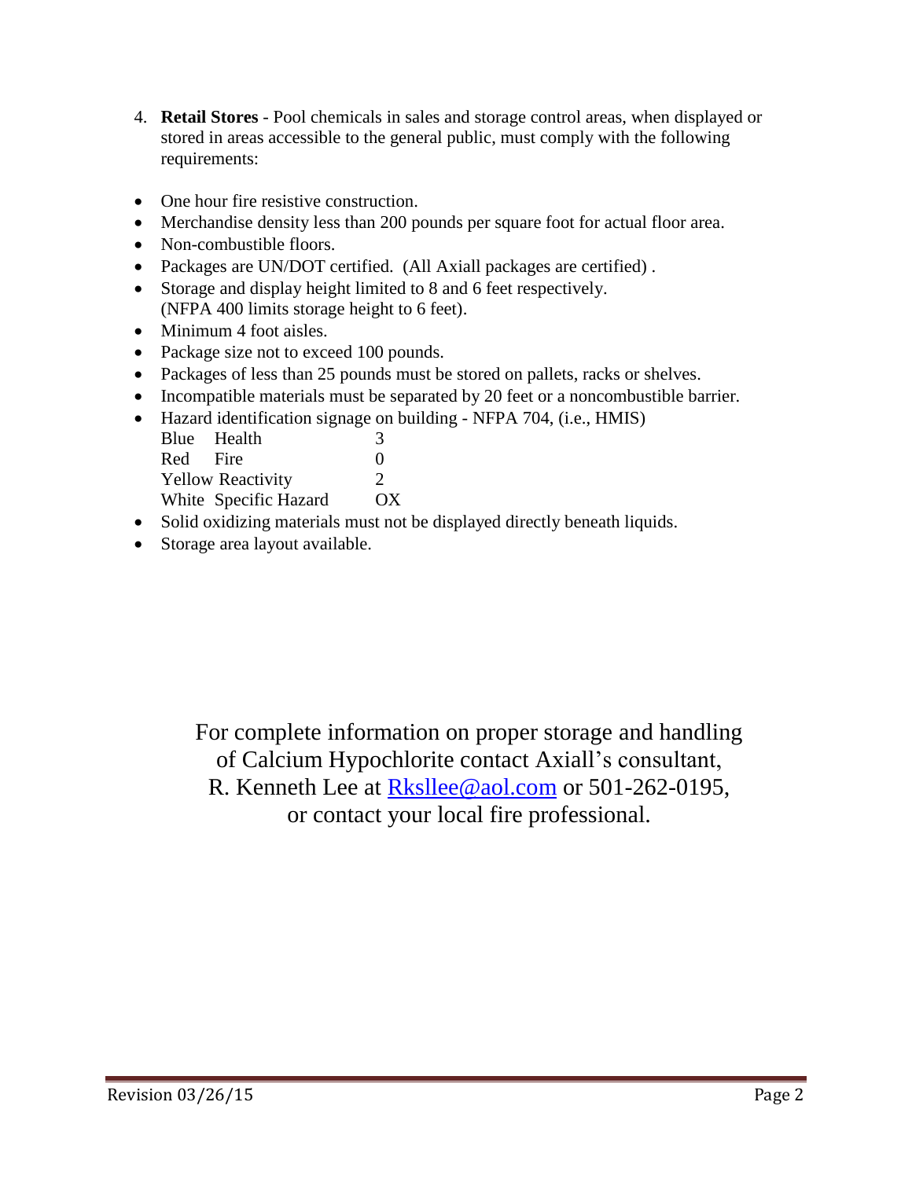4. **Retail Stores** - Pool chemicals in sales and storage control areas, when displayed or stored in areas accessible to the general public, must comply with the following requirements:

- One hour fire resistive construction.
- Merchandise density less than 200 pounds per square foot for actual floor area.
- Non-combustible floors.
- Packages are UN/DOT certified. (All Axiall packages are certified) .
- Storage and display height limited to 8 and 6 feet respectively. (NFPA 400 limits storage height to 6 feet).
- Minimum 4 foot aisles.
- Package size not to exceed 100 pounds.
- Packages of less than 25 pounds must be stored on pallets, racks or shelves.
- Incompatible materials must be separated by 20 feet or a noncombustible barrier.
- Hazard identification signage on building - NFPA 704, (i.e., HMIS)

  | | | |
  |---|---|---|
  | Blue | Health | 3 |
  | Red | Fire | 0 |
  | Yellow | Reactivity | 2 |
  | White | Specific Hazard | OX |

- Solid oxidizing materials must not be displayed directly beneath liquids.
- Storage area layout available.

For complete information on proper storage and handling of Calcium Hypochlorite contact Axiall's consultant, R. Kenneth Lee at Rksllee@aol.com or 501-262-0195, or contact your local fire professional.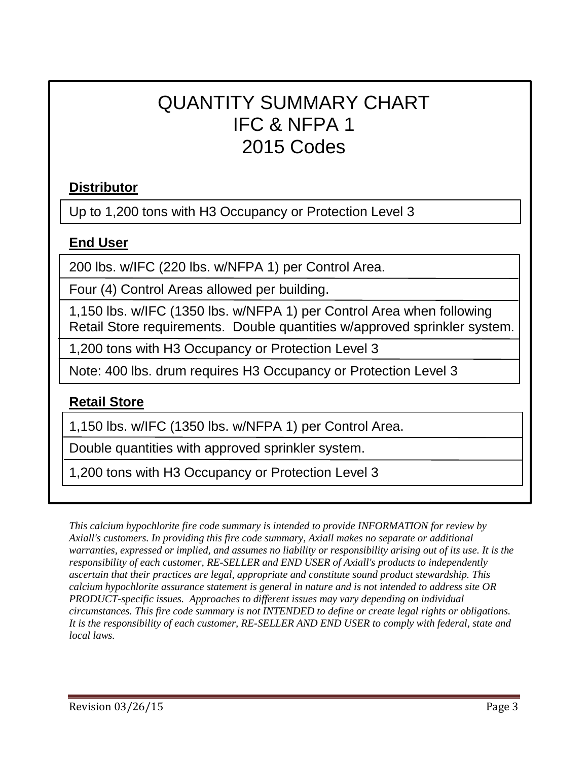# QUANTITY SUMMARY CHART
# IFC & NFPA 1
# 2015 Codes

**Distributor**

| |
|---|
| Up to 1,200 tons with H3 Occupancy or Protection Level 3 |

**End User**

| |
|---|
| 200 lbs. w/IFC (220 lbs. w/NFPA 1) per Control Area. |
| Four (4) Control Areas allowed per building. |
| 1,150 lbs. w/IFC (1350 lbs. w/NFPA 1) per Control Area when following Retail Store requirements. Double quantities w/approved sprinkler system. |
| 1,200 tons with H3 Occupancy or Protection Level 3 |
| Note: 400 lbs. drum requires H3 Occupancy or Protection Level 3 |

**Retail Store**

| |
|---|
| 1,150 lbs. w/IFC (1350 lbs. w/NFPA 1) per Control Area. |
| Double quantities with approved sprinkler system. |
| 1,200 tons with H3 Occupancy or Protection Level 3 |

*This calcium hypochlorite fire code summary is intended to provide INFORMATION for review by Axiall's customers. In providing this fire code summary, Axiall makes no separate or additional warranties, expressed or implied, and assumes no liability or responsibility arising out of its use. It is the responsibility of each customer, RE-SELLER and END USER of Axiall's products to independently ascertain that their practices are legal, appropriate and constitute sound product stewardship. This calcium hypochlorite assurance statement is general in nature and is not intended to address site OR PRODUCT-specific issues. Approaches to different issues may vary depending on individual circumstances. This fire code summary is not INTENDED to define or create legal rights or obligations. It is the responsibility of each customer, RE-SELLER AND END USER to comply with federal, state and local laws.*

Revision 03/26/15